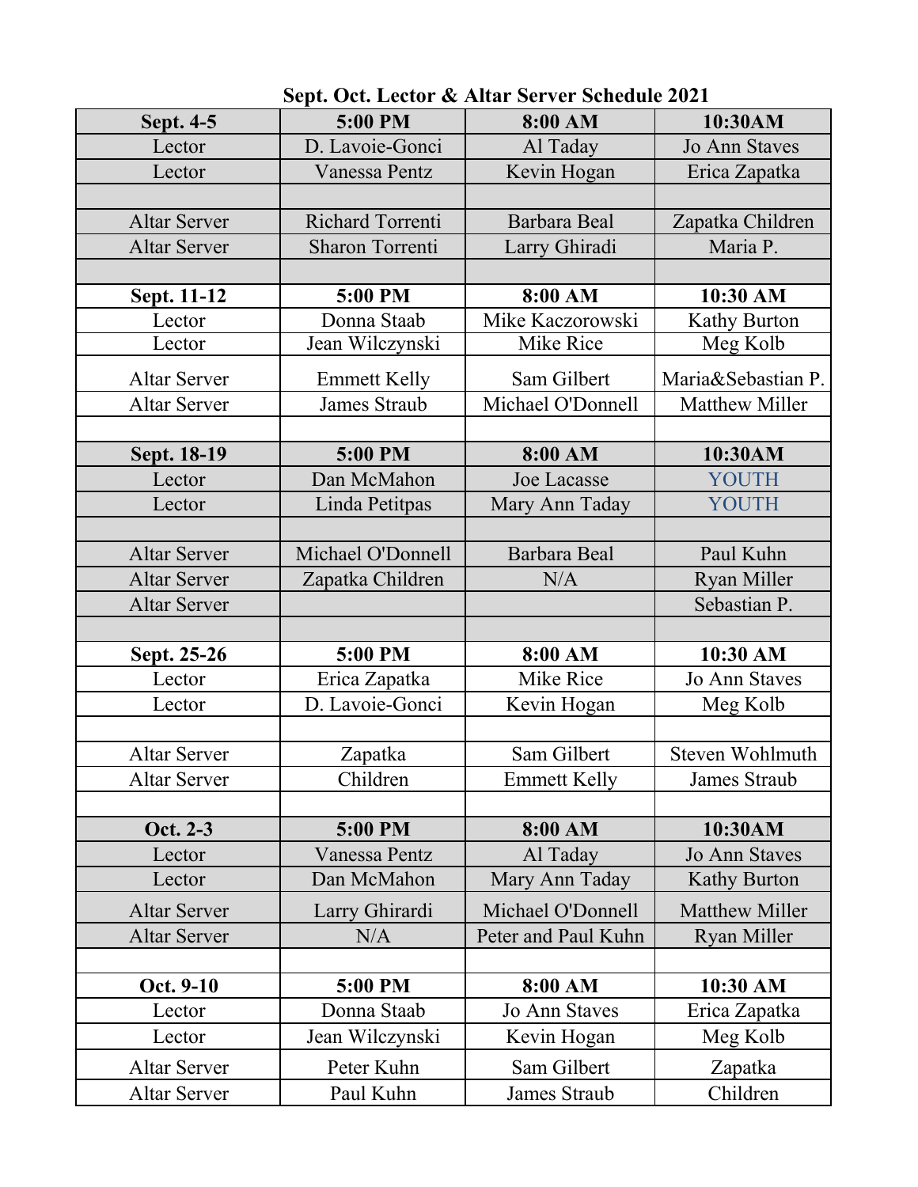## Sept. Oct. Lector & Altar Server Schedule 2021

| **Sept. 4-5** | **5:00 PM** | **8:00 AM** | **10:30AM** |
|---|---|---|---|
| Lector | D. Lavoie-Gonci | Al Taday | Jo Ann Staves |
| Lector | Vanessa Pentz | Kevin Hogan | Erica Zapatka |
| | | | |
| Altar Server | Richard Torrenti | Barbara Beal | Zapatka Children |
| Altar Server | Sharon Torrenti | Larry Ghiradi | Maria P. |
| | | | |
| **Sept. 11-12** | **5:00 PM** | **8:00 AM** | **10:30 AM** |
| Lector | Donna Staab | Mike Kaczorowski | Kathy Burton |
| Lector | Jean Wilczynski | Mike Rice | Meg Kolb |
| Altar Server | Emmett Kelly | Sam Gilbert | Maria&Sebastian P. |
| Altar Server | James Straub | Michael O'Donnell | Matthew Miller |
| | | | |
| **Sept. 18-19** | **5:00 PM** | **8:00 AM** | **10:30AM** |
| Lector | Dan McMahon | Joe Lacasse | YOUTH |
| Lector | Linda Petitpas | Mary Ann Taday | YOUTH |
| | | | |
| Altar Server | Michael O'Donnell | Barbara Beal | Paul Kuhn |
| Altar Server | Zapatka Children | N/A | Ryan Miller |
| Altar Server | | | Sebastian P. |
| | | | |
| **Sept. 25-26** | **5:00 PM** | **8:00 AM** | **10:30 AM** |
| Lector | Erica Zapatka | Mike Rice | Jo Ann Staves |
| Lector | D. Lavoie-Gonci | Kevin Hogan | Meg Kolb |
| | | | |
| Altar Server | Zapatka | Sam Gilbert | Steven Wohlmuth |
| Altar Server | Children | Emmett Kelly | James Straub |
| | | | |
| **Oct. 2-3** | **5:00 PM** | **8:00 AM** | **10:30AM** |
| Lector | Vanessa Pentz | Al Taday | Jo Ann Staves |
| Lector | Dan McMahon | Mary Ann Taday | Kathy Burton |
| Altar Server | Larry Ghirardi | Michael O'Donnell | Matthew Miller |
| Altar Server | N/A | Peter and Paul Kuhn | Ryan Miller |
| | | | |
| **Oct. 9-10** | **5:00 PM** | **8:00 AM** | **10:30 AM** |
| Lector | Donna Staab | Jo Ann Staves | Erica Zapatka |
| Lector | Jean Wilczynski | Kevin Hogan | Meg Kolb |
| Altar Server | Peter Kuhn | Sam Gilbert | Zapatka |
| Altar Server | Paul Kuhn | James Straub | Children |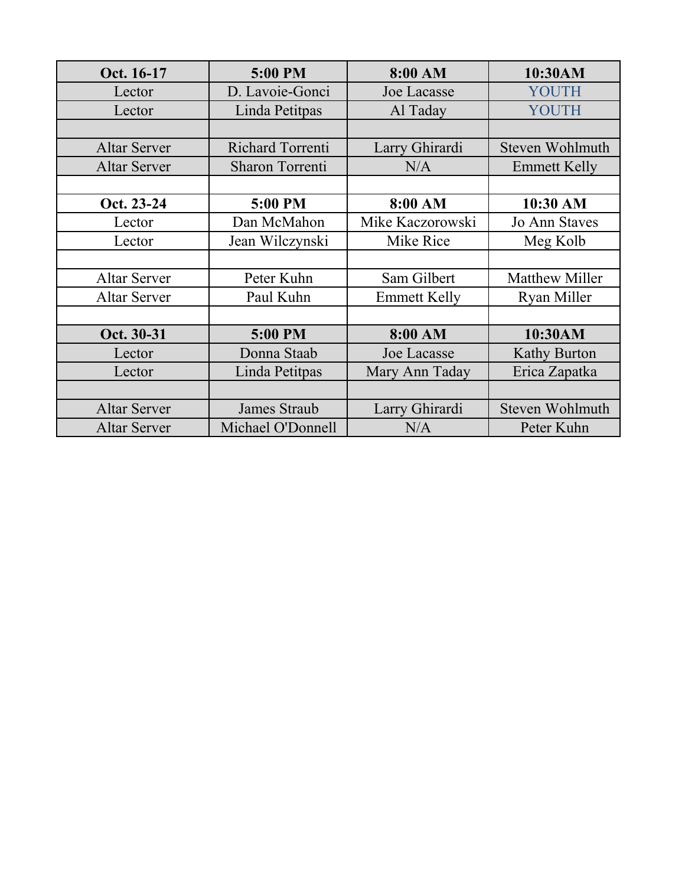| Oct. 16-17 | 5:00 PM | 8:00 AM | 10:30AM |
|---|---|---|---|
| Lector | D. Lavoie-Gonci | Joe Lacasse | YOUTH |
| Lector | Linda Petitpas | Al Taday | YOUTH |
| | | | |
| Altar Server | Richard Torrenti | Larry Ghirardi | Steven Wohlmuth |
| Altar Server | Sharon Torrenti | N/A | Emmett Kelly |
| | | | |
| **Oct. 23-24** | **5:00 PM** | **8:00 AM** | **10:30 AM** |
| Lector | Dan McMahon | Mike Kaczorowski | Jo Ann Staves |
| Lector | Jean Wilczynski | Mike Rice | Meg Kolb |
| | | | |
| Altar Server | Peter Kuhn | Sam Gilbert | Matthew Miller |
| Altar Server | Paul Kuhn | Emmett Kelly | Ryan Miller |
| | | | |
| **Oct. 30-31** | **5:00 PM** | **8:00 AM** | **10:30AM** |
| Lector | Donna Staab | Joe Lacasse | Kathy Burton |
| Lector | Linda Petitpas | Mary Ann Taday | Erica Zapatka |
| | | | |
| Altar Server | James Straub | Larry Ghirardi | Steven Wohlmuth |
| Altar Server | Michael O'Donnell | N/A | Peter Kuhn |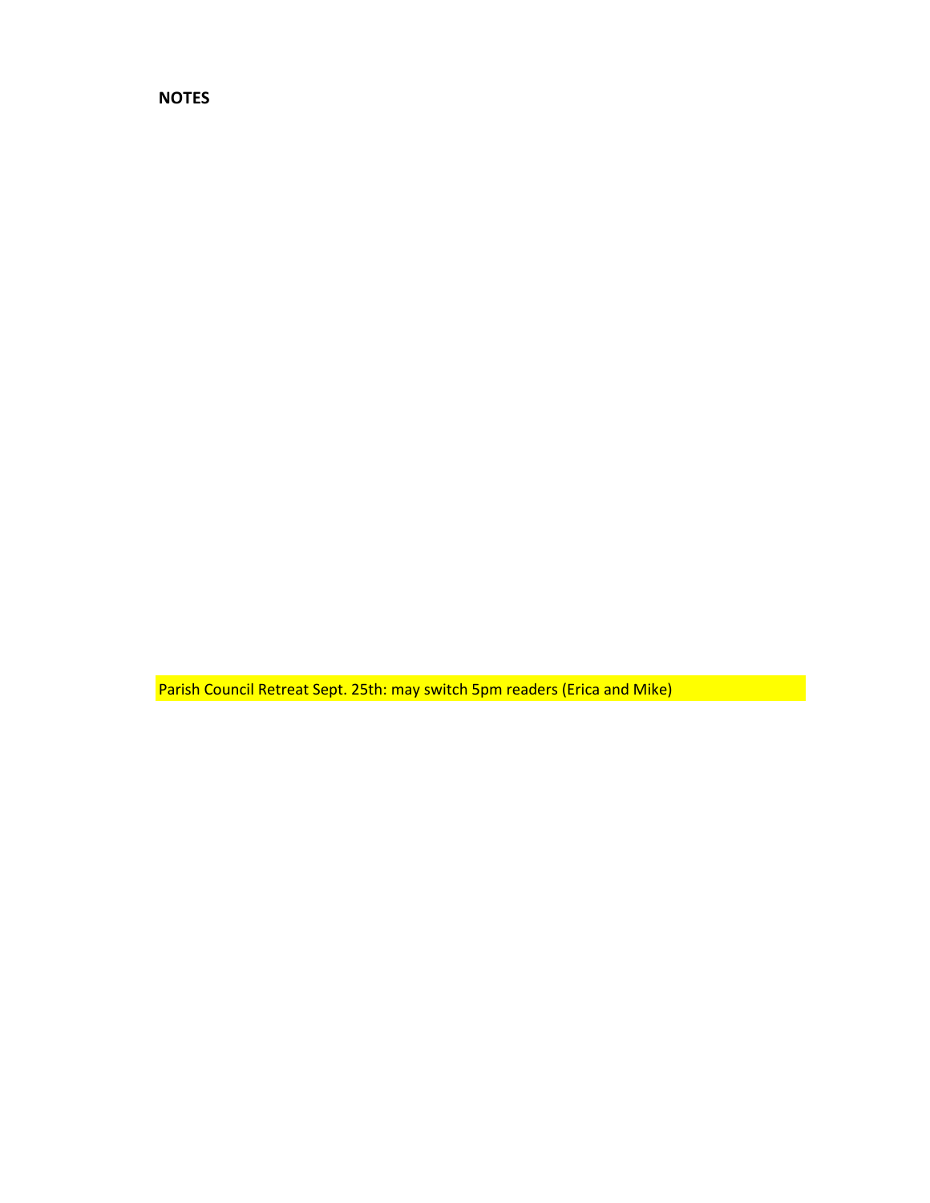**NOTES**

Parish Council Retreat Sept. 25th: may switch 5pm readers (Erica and Mike)